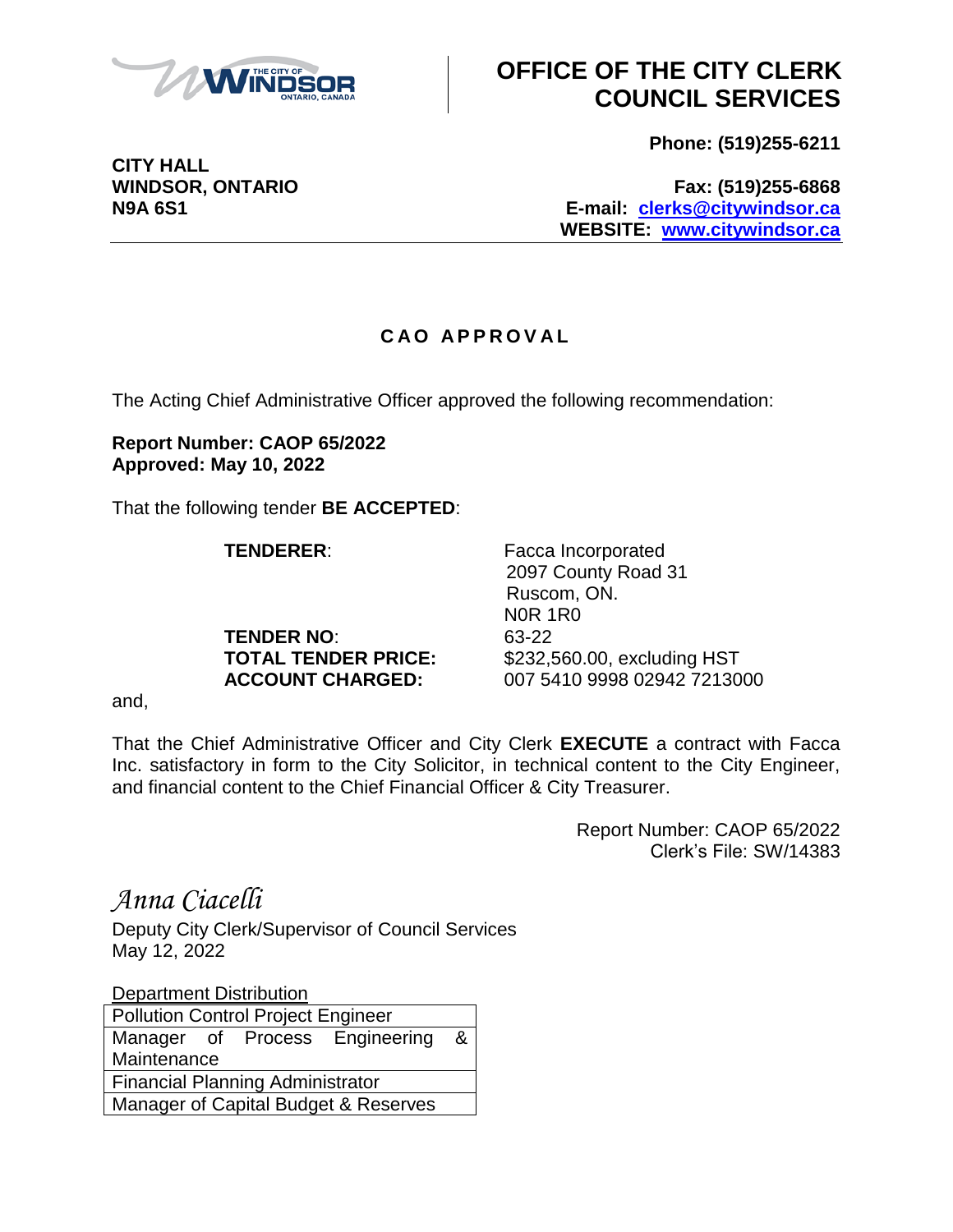# OFFICE OF THE CITY CLERK COUNCIL SERVICES

**CITY HALL**
**WINDSOR, ONTARIO**
**N9A 6S1**

**Phone: (519)255-6211**

**Fax: (519)255-6868**
**E-mail: clerks@citywindsor.ca**
**WEBSITE: www.citywindsor.ca**

## C A O A P P R O V A L

The Acting Chief Administrative Officer approved the following recommendation:

**Report Number: CAOP 65/2022**
**Approved: May 10, 2022**

That the following tender **BE ACCEPTED**:

**TENDERER**: Facca Incorporated
2097 County Road 31
Ruscom, ON.
N0R 1R0

**TENDER NO**: 63-22
**TOTAL TENDER PRICE:** $232,560.00, excluding HST
**ACCOUNT CHARGED:** 007 5410 9998 02942 7213000

and,

That the Chief Administrative Officer and City Clerk **EXECUTE** a contract with Facca Inc. satisfactory in form to the City Solicitor, in technical content to the City Engineer, and financial content to the Chief Financial Officer & City Treasurer.

Report Number: CAOP 65/2022
Clerk's File: SW/14383

*Anna Ciacelli*
Deputy City Clerk/Supervisor of Council Services
May 12, 2022

Department Distribution

| Department Distribution |
| --- |
| Pollution Control Project Engineer |
| Manager of Process Engineering & Maintenance |
| Financial Planning Administrator |
| Manager of Capital Budget & Reserves |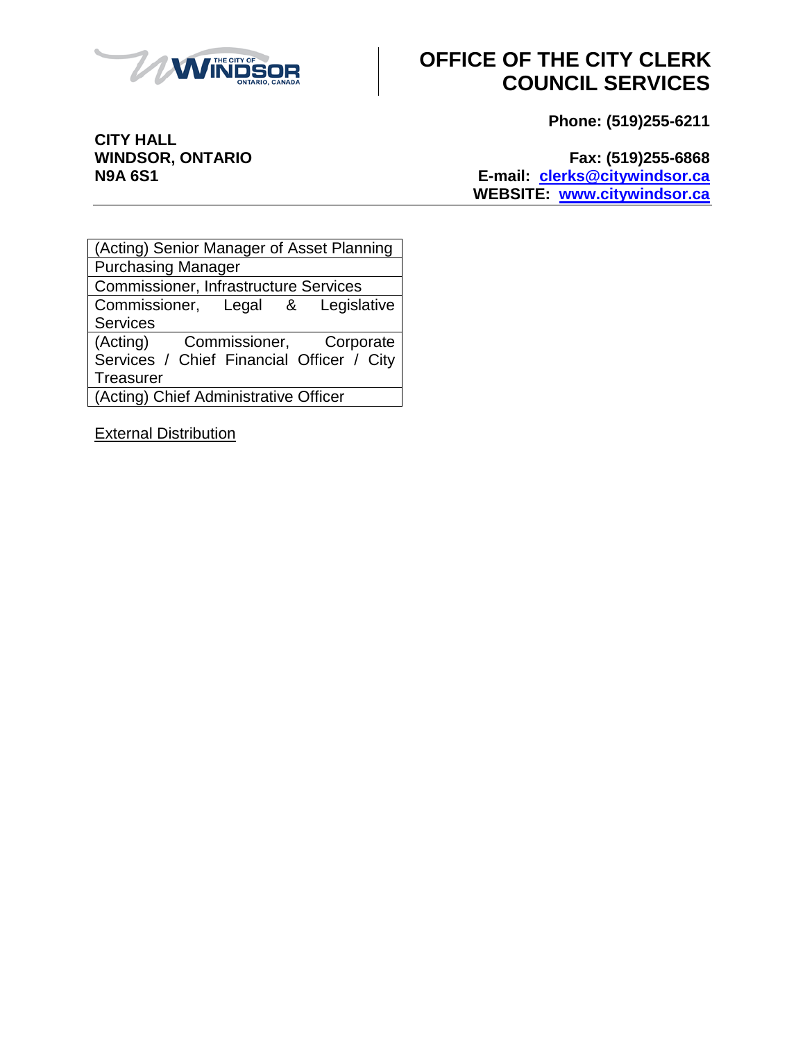OFFICE OF THE CITY CLERK
COUNCIL SERVICES

**CITY HALL**
**WINDSOR, ONTARIO**
**N9A 6S1**

**Phone: (519)255-6211**

**Fax: (519)255-6868**
**E-mail: clerks@citywindsor.ca**
**WEBSITE: www.citywindsor.ca**

| |
|---|
| (Acting) Senior Manager of Asset Planning |
| Purchasing Manager |
| Commissioner, Infrastructure Services |
| Commissioner, Legal & Legislative Services |
| (Acting) Commissioner, Corporate Services / Chief Financial Officer / City Treasurer |
| (Acting) Chief Administrative Officer |

External Distribution